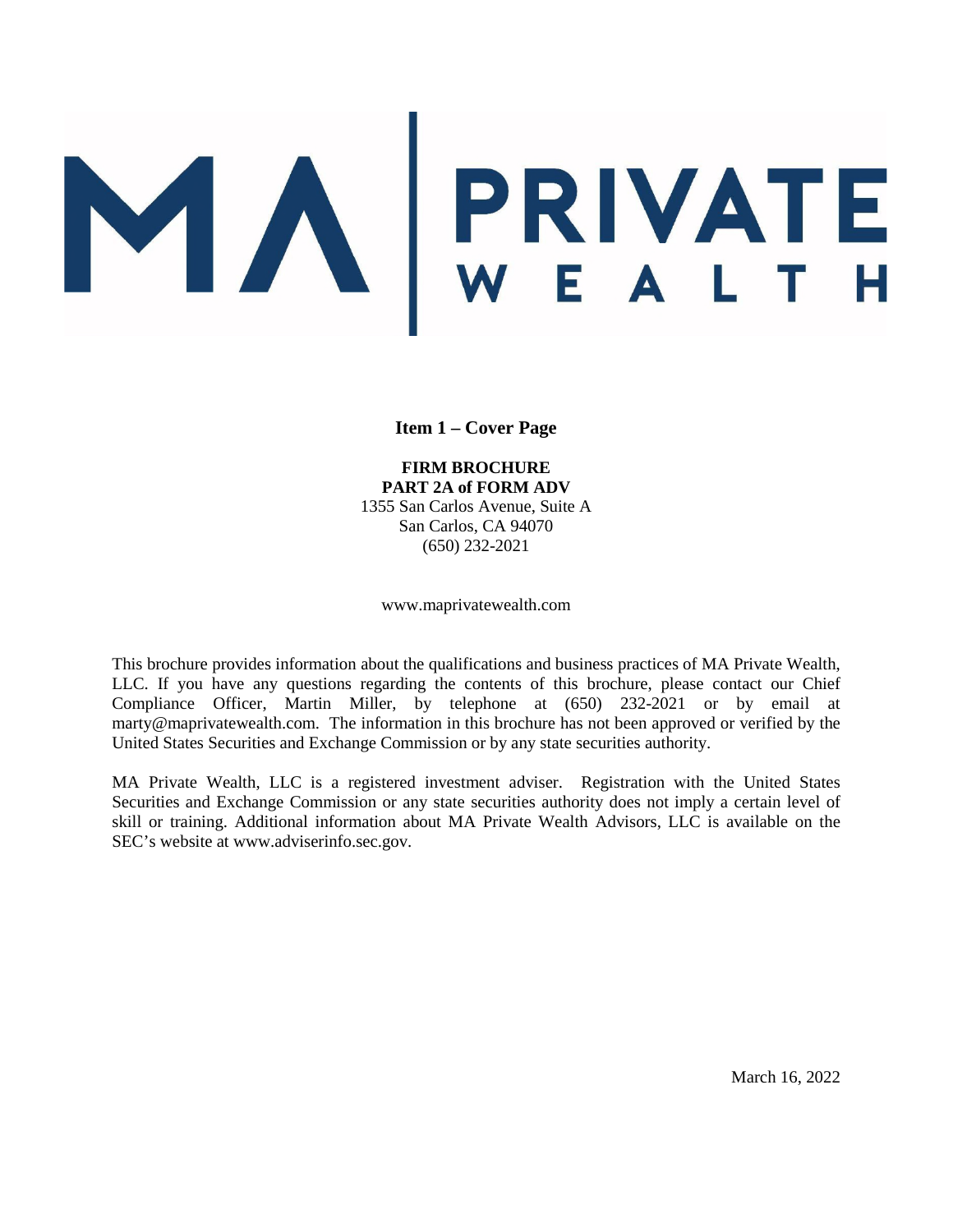MA | PRIVATE WEALTH

**Item 1 – Cover Page**

**FIRM BROCHURE**
**PART 2A of FORM ADV**
1355 San Carlos Avenue, Suite A
San Carlos, CA 94070
(650) 232-2021

www.maprivatewealth.com

This brochure provides information about the qualifications and business practices of MA Private Wealth, LLC. If you have any questions regarding the contents of this brochure, please contact our Chief Compliance Officer, Martin Miller, by telephone at (650) 232-2021 or by email at marty@maprivatewealth.com. The information in this brochure has not been approved or verified by the United States Securities and Exchange Commission or by any state securities authority.

MA Private Wealth, LLC is a registered investment adviser. Registration with the United States Securities and Exchange Commission or any state securities authority does not imply a certain level of skill or training. Additional information about MA Private Wealth Advisors, LLC is available on the SEC's website at www.adviserinfo.sec.gov.

March 16, 2022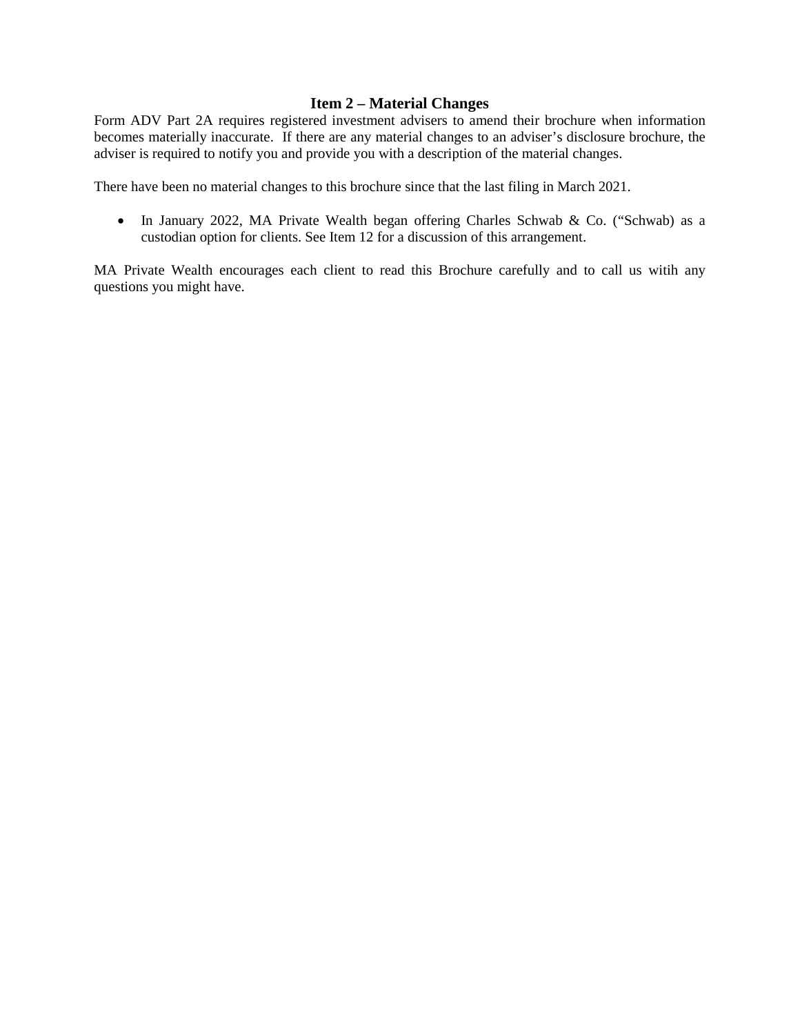## Item 2 – Material Changes

Form ADV Part 2A requires registered investment advisers to amend their brochure when information becomes materially inaccurate. If there are any material changes to an adviser's disclosure brochure, the adviser is required to notify you and provide you with a description of the material changes.

There have been no material changes to this brochure since that the last filing in March 2021.

- In January 2022, MA Private Wealth began offering Charles Schwab & Co. ("Schwab) as a custodian option for clients. See Item 12 for a discussion of this arrangement.

MA Private Wealth encourages each client to read this Brochure carefully and to call us witih any questions you might have.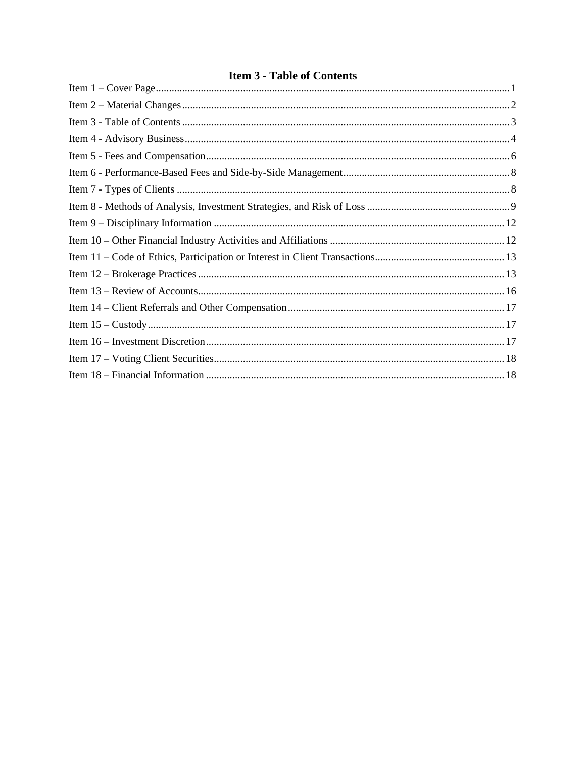# Item 3 - Table of Contents

Item 1 – Cover Page ... 1
Item 2 – Material Changes ... 2
Item 3 - Table of Contents ... 3
Item 4 - Advisory Business ... 4
Item 5 - Fees and Compensation ... 6
Item 6 - Performance-Based Fees and Side-by-Side Management ... 8
Item 7 - Types of Clients ... 8
Item 8 - Methods of Analysis, Investment Strategies, and Risk of Loss ... 9
Item 9 – Disciplinary Information ... 12
Item 10 – Other Financial Industry Activities and Affiliations ... 12
Item 11 – Code of Ethics, Participation or Interest in Client Transactions ... 13
Item 12 – Brokerage Practices ... 13
Item 13 – Review of Accounts ... 16
Item 14 – Client Referrals and Other Compensation ... 17
Item 15 – Custody ... 17
Item 16 – Investment Discretion ... 17
Item 17 – Voting Client Securities ... 18
Item 18 – Financial Information ... 18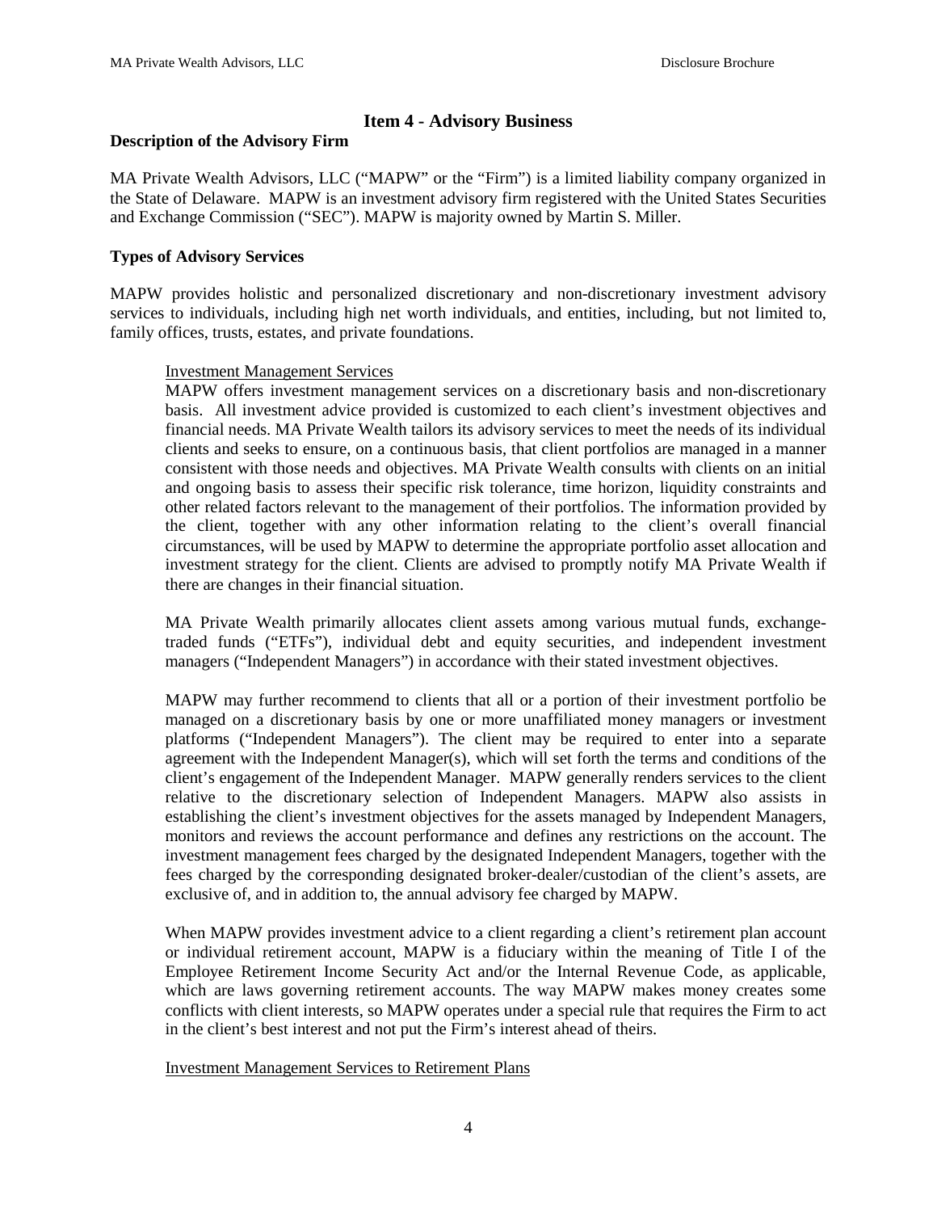## Item 4 - Advisory Business

### Description of the Advisory Firm

MA Private Wealth Advisors, LLC ("MAPW" or the "Firm") is a limited liability company organized in the State of Delaware. MAPW is an investment advisory firm registered with the United States Securities and Exchange Commission ("SEC"). MAPW is majority owned by Martin S. Miller.

### Types of Advisory Services

MAPW provides holistic and personalized discretionary and non-discretionary investment advisory services to individuals, including high net worth individuals, and entities, including, but not limited to, family offices, trusts, estates, and private foundations.

<u>Investment Management Services</u>

MAPW offers investment management services on a discretionary basis and non-discretionary basis. All investment advice provided is customized to each client's investment objectives and financial needs. MA Private Wealth tailors its advisory services to meet the needs of its individual clients and seeks to ensure, on a continuous basis, that client portfolios are managed in a manner consistent with those needs and objectives. MA Private Wealth consults with clients on an initial and ongoing basis to assess their specific risk tolerance, time horizon, liquidity constraints and other related factors relevant to the management of their portfolios. The information provided by the client, together with any other information relating to the client's overall financial circumstances, will be used by MAPW to determine the appropriate portfolio asset allocation and investment strategy for the client. Clients are advised to promptly notify MA Private Wealth if there are changes in their financial situation.

MA Private Wealth primarily allocates client assets among various mutual funds, exchange-traded funds ("ETFs"), individual debt and equity securities, and independent investment managers ("Independent Managers") in accordance with their stated investment objectives.

MAPW may further recommend to clients that all or a portion of their investment portfolio be managed on a discretionary basis by one or more unaffiliated money managers or investment platforms ("Independent Managers"). The client may be required to enter into a separate agreement with the Independent Manager(s), which will set forth the terms and conditions of the client's engagement of the Independent Manager. MAPW generally renders services to the client relative to the discretionary selection of Independent Managers. MAPW also assists in establishing the client's investment objectives for the assets managed by Independent Managers, monitors and reviews the account performance and defines any restrictions on the account. The investment management fees charged by the designated Independent Managers, together with the fees charged by the corresponding designated broker-dealer/custodian of the client's assets, are exclusive of, and in addition to, the annual advisory fee charged by MAPW.

When MAPW provides investment advice to a client regarding a client's retirement plan account or individual retirement account, MAPW is a fiduciary within the meaning of Title I of the Employee Retirement Income Security Act and/or the Internal Revenue Code, as applicable, which are laws governing retirement accounts. The way MAPW makes money creates some conflicts with client interests, so MAPW operates under a special rule that requires the Firm to act in the client's best interest and not put the Firm's interest ahead of theirs.

<u>Investment Management Services to Retirement Plans</u>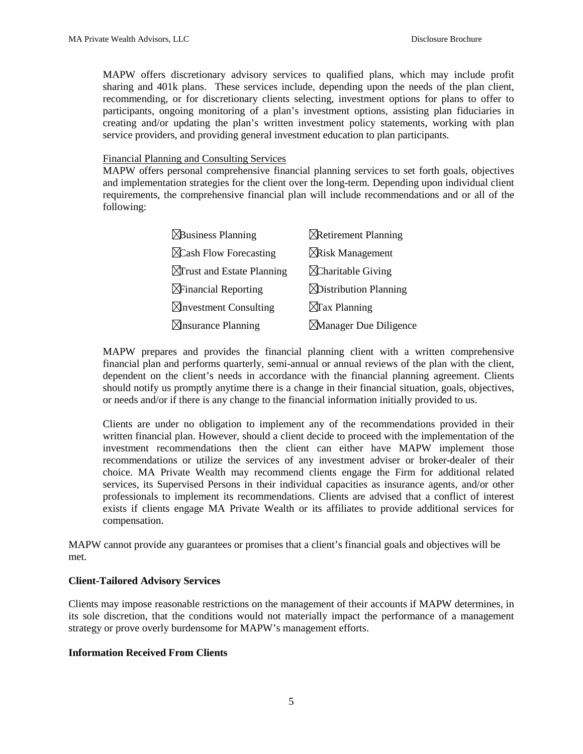MAPW offers discretionary advisory services to qualified plans, which may include profit sharing and 401k plans. These services include, depending upon the needs of the plan client, recommending, or for discretionary clients selecting, investment options for plans to offer to participants, ongoing monitoring of a plan's investment options, assisting plan fiduciaries in creating and/or updating the plan's written investment policy statements, working with plan service providers, and providing general investment education to plan participants.

Financial Planning and Consulting Services

MAPW offers personal comprehensive financial planning services to set forth goals, objectives and implementation strategies for the client over the long-term. Depending upon individual client requirements, the comprehensive financial plan will include recommendations and or all of the following:

| | |
|---|---|
| ☒Business Planning | ☒Retirement Planning |
| ☒Cash Flow Forecasting | ☒Risk Management |
| ☒Trust and Estate Planning | ☒Charitable Giving |
| ☒Financial Reporting | ☒Distribution Planning |
| ☒Investment Consulting | ☒Tax Planning |
| ☒Insurance Planning | ☒Manager Due Diligence |

MAPW prepares and provides the financial planning client with a written comprehensive financial plan and performs quarterly, semi-annual or annual reviews of the plan with the client, dependent on the client's needs in accordance with the financial planning agreement. Clients should notify us promptly anytime there is a change in their financial situation, goals, objectives, or needs and/or if there is any change to the financial information initially provided to us.

Clients are under no obligation to implement any of the recommendations provided in their written financial plan. However, should a client decide to proceed with the implementation of the investment recommendations then the client can either have MAPW implement those recommendations or utilize the services of any investment adviser or broker-dealer of their choice. MA Private Wealth may recommend clients engage the Firm for additional related services, its Supervised Persons in their individual capacities as insurance agents, and/or other professionals to implement its recommendations. Clients are advised that a conflict of interest exists if clients engage MA Private Wealth or its affiliates to provide additional services for compensation.

MAPW cannot provide any guarantees or promises that a client's financial goals and objectives will be met.

**Client-Tailored Advisory Services**

Clients may impose reasonable restrictions on the management of their accounts if MAPW determines, in its sole discretion, that the conditions would not materially impact the performance of a management strategy or prove overly burdensome for MAPW's management efforts.

**Information Received From Clients**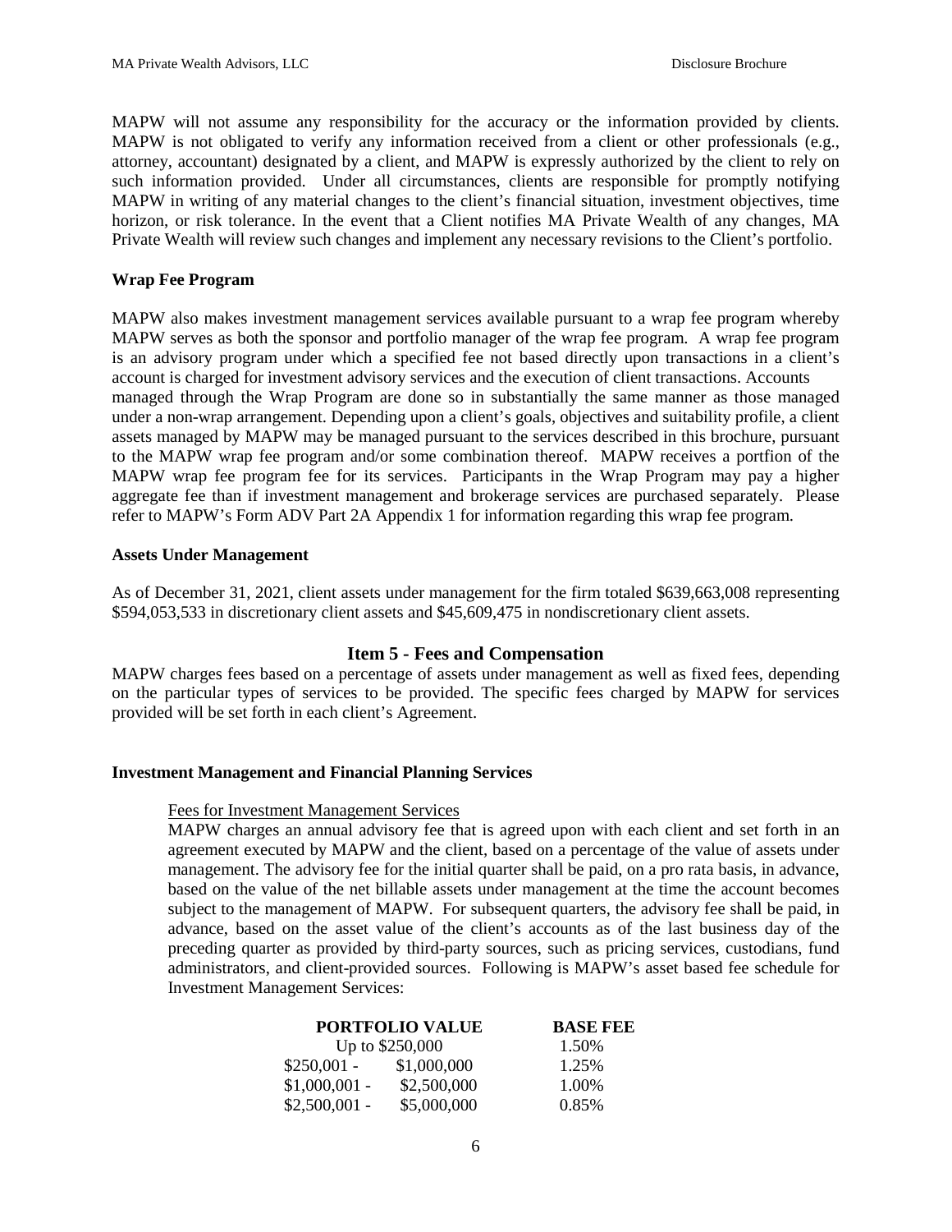MAPW will not assume any responsibility for the accuracy or the information provided by clients. MAPW is not obligated to verify any information received from a client or other professionals (e.g., attorney, accountant) designated by a client, and MAPW is expressly authorized by the client to rely on such information provided. Under all circumstances, clients are responsible for promptly notifying MAPW in writing of any material changes to the client's financial situation, investment objectives, time horizon, or risk tolerance. In the event that a Client notifies MA Private Wealth of any changes, MA Private Wealth will review such changes and implement any necessary revisions to the Client's portfolio.

**Wrap Fee Program**

MAPW also makes investment management services available pursuant to a wrap fee program whereby MAPW serves as both the sponsor and portfolio manager of the wrap fee program. A wrap fee program is an advisory program under which a specified fee not based directly upon transactions in a client's account is charged for investment advisory services and the execution of client transactions. Accounts managed through the Wrap Program are done so in substantially the same manner as those managed under a non-wrap arrangement. Depending upon a client's goals, objectives and suitability profile, a client assets managed by MAPW may be managed pursuant to the services described in this brochure, pursuant to the MAPW wrap fee program and/or some combination thereof. MAPW receives a portfion of the MAPW wrap fee program fee for its services. Participants in the Wrap Program may pay a higher aggregate fee than if investment management and brokerage services are purchased separately. Please refer to MAPW's Form ADV Part 2A Appendix 1 for information regarding this wrap fee program.

**Assets Under Management**

As of December 31, 2021, client assets under management for the firm totaled $639,663,008 representing $594,053,533 in discretionary client assets and $45,609,475 in nondiscretionary client assets.

## Item 5 - Fees and Compensation

MAPW charges fees based on a percentage of assets under management as well as fixed fees, depending on the particular types of services to be provided. The specific fees charged by MAPW for services provided will be set forth in each client's Agreement.

**Investment Management and Financial Planning Services**

Fees for Investment Management Services

MAPW charges an annual advisory fee that is agreed upon with each client and set forth in an agreement executed by MAPW and the client, based on a percentage of the value of assets under management. The advisory fee for the initial quarter shall be paid, on a pro rata basis, in advance, based on the value of the net billable assets under management at the time the account becomes subject to the management of MAPW. For subsequent quarters, the advisory fee shall be paid, in advance, based on the asset value of the client's accounts as of the last business day of the preceding quarter as provided by third-party sources, such as pricing services, custodians, fund administrators, and client-provided sources. Following is MAPW's asset based fee schedule for Investment Management Services:

| PORTFOLIO VALUE | BASE FEE |
|---|---|
| Up to $250,000 | 1.50% |
| $250,001 - $1,000,000 | 1.25% |
| $1,000,001 - $2,500,000 | 1.00% |
| $2,500,001 - $5,000,000 | 0.85% |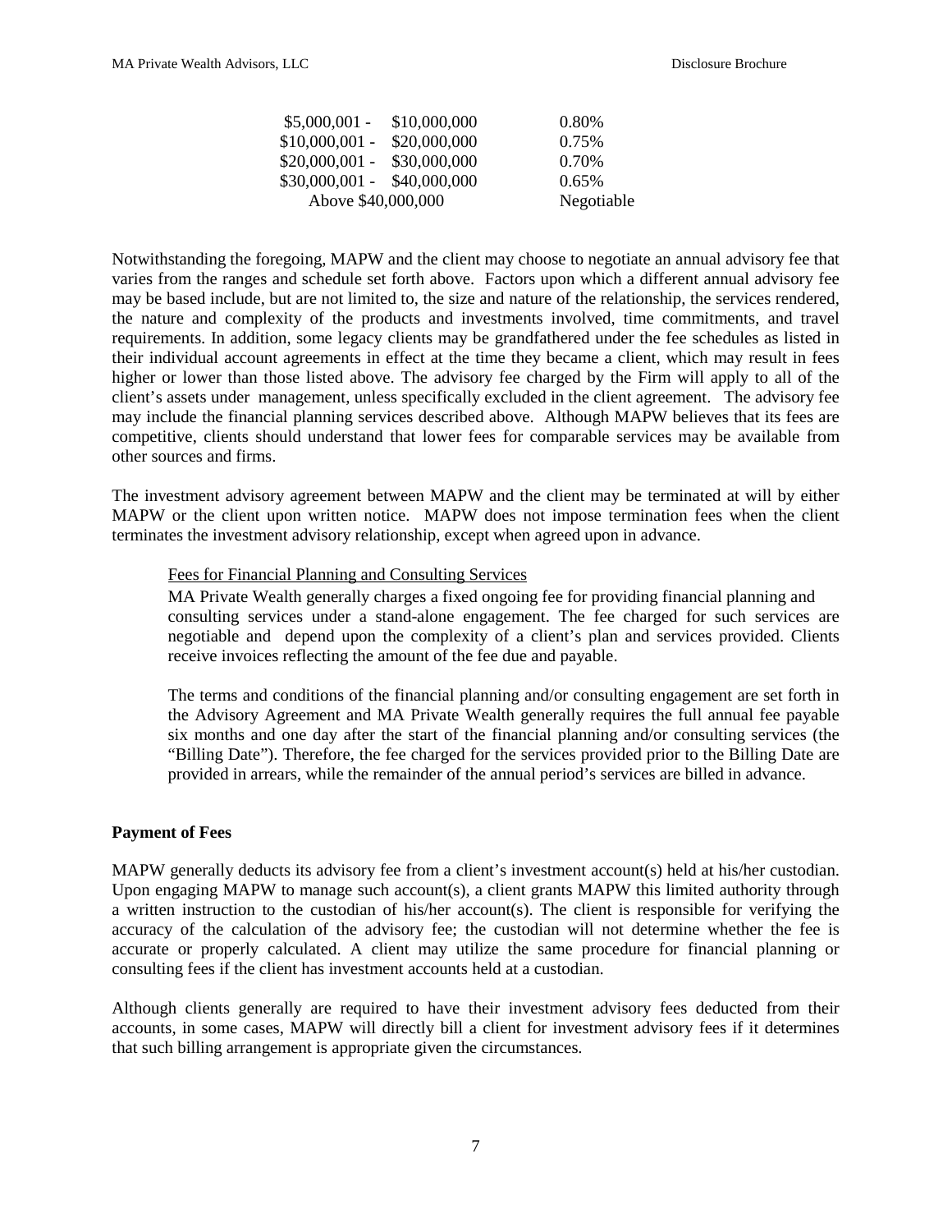| | |
|---|---|
| \$5,000,001 - \$10,000,000 | 0.80% |
| \$10,000,001 - \$20,000,000 | 0.75% |
| \$20,000,001 - \$30,000,000 | 0.70% |
| \$30,000,001 - \$40,000,000 | 0.65% |
| Above \$40,000,000 | Negotiable |

Notwithstanding the foregoing, MAPW and the client may choose to negotiate an annual advisory fee that varies from the ranges and schedule set forth above. Factors upon which a different annual advisory fee may be based include, but are not limited to, the size and nature of the relationship, the services rendered, the nature and complexity of the products and investments involved, time commitments, and travel requirements. In addition, some legacy clients may be grandfathered under the fee schedules as listed in their individual account agreements in effect at the time they became a client, which may result in fees higher or lower than those listed above. The advisory fee charged by the Firm will apply to all of the client's assets under management, unless specifically excluded in the client agreement. The advisory fee may include the financial planning services described above. Although MAPW believes that its fees are competitive, clients should understand that lower fees for comparable services may be available from other sources and firms.

The investment advisory agreement between MAPW and the client may be terminated at will by either MAPW or the client upon written notice. MAPW does not impose termination fees when the client terminates the investment advisory relationship, except when agreed upon in advance.

Fees for Financial Planning and Consulting Services

MA Private Wealth generally charges a fixed ongoing fee for providing financial planning and consulting services under a stand-alone engagement. The fee charged for such services are negotiable and depend upon the complexity of a client's plan and services provided. Clients receive invoices reflecting the amount of the fee due and payable.

The terms and conditions of the financial planning and/or consulting engagement are set forth in the Advisory Agreement and MA Private Wealth generally requires the full annual fee payable six months and one day after the start of the financial planning and/or consulting services (the "Billing Date"). Therefore, the fee charged for the services provided prior to the Billing Date are provided in arrears, while the remainder of the annual period's services are billed in advance.

**Payment of Fees**

MAPW generally deducts its advisory fee from a client's investment account(s) held at his/her custodian. Upon engaging MAPW to manage such account(s), a client grants MAPW this limited authority through a written instruction to the custodian of his/her account(s). The client is responsible for verifying the accuracy of the calculation of the advisory fee; the custodian will not determine whether the fee is accurate or properly calculated. A client may utilize the same procedure for financial planning or consulting fees if the client has investment accounts held at a custodian.

Although clients generally are required to have their investment advisory fees deducted from their accounts, in some cases, MAPW will directly bill a client for investment advisory fees if it determines that such billing arrangement is appropriate given the circumstances.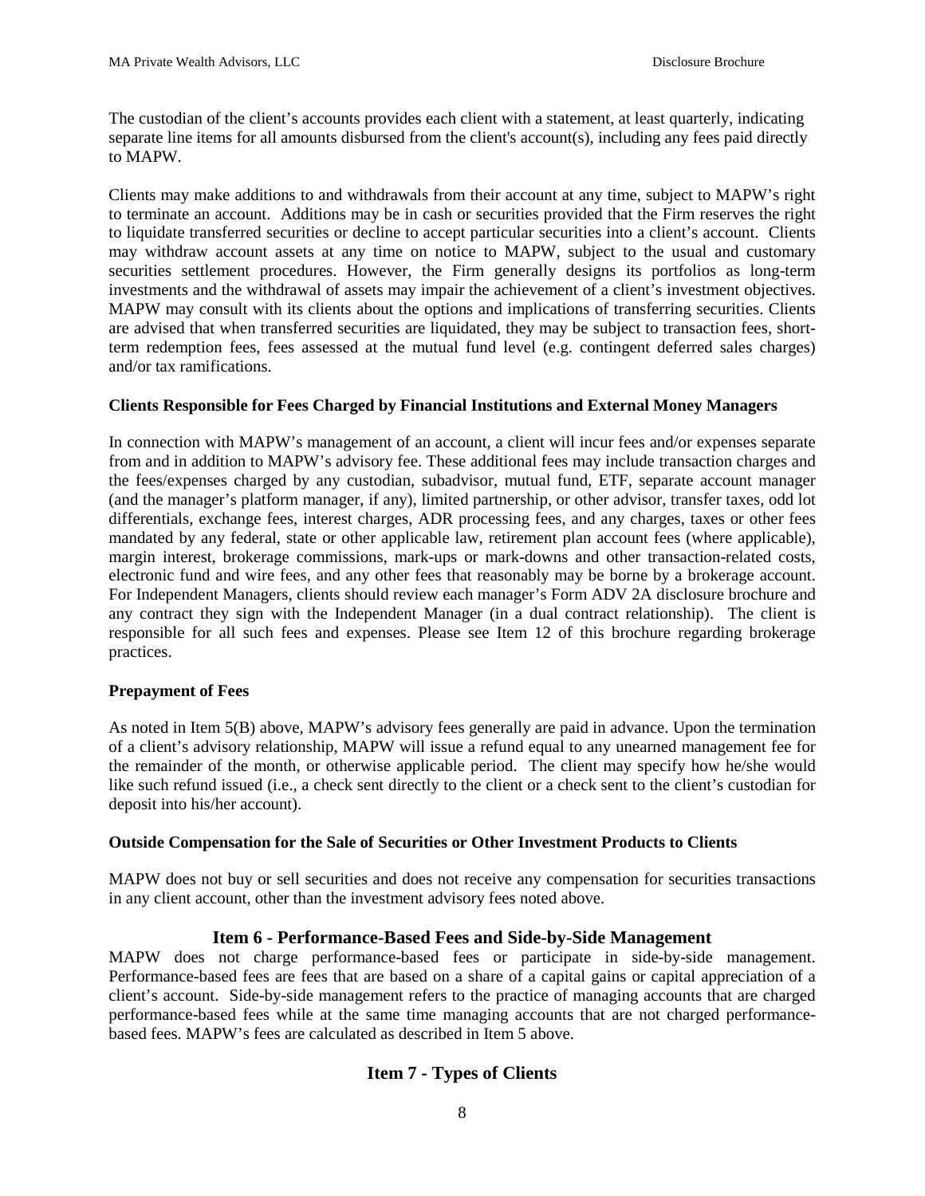The custodian of the client's accounts provides each client with a statement, at least quarterly, indicating separate line items for all amounts disbursed from the client's account(s), including any fees paid directly to MAPW.

Clients may make additions to and withdrawals from their account at any time, subject to MAPW's right to terminate an account. Additions may be in cash or securities provided that the Firm reserves the right to liquidate transferred securities or decline to accept particular securities into a client's account. Clients may withdraw account assets at any time on notice to MAPW, subject to the usual and customary securities settlement procedures. However, the Firm generally designs its portfolios as long-term investments and the withdrawal of assets may impair the achievement of a client's investment objectives. MAPW may consult with its clients about the options and implications of transferring securities. Clients are advised that when transferred securities are liquidated, they may be subject to transaction fees, short-term redemption fees, fees assessed at the mutual fund level (e.g. contingent deferred sales charges) and/or tax ramifications.

**Clients Responsible for Fees Charged by Financial Institutions and External Money Managers**

In connection with MAPW's management of an account, a client will incur fees and/or expenses separate from and in addition to MAPW's advisory fee. These additional fees may include transaction charges and the fees/expenses charged by any custodian, subadvisor, mutual fund, ETF, separate account manager (and the manager's platform manager, if any), limited partnership, or other advisor, transfer taxes, odd lot differentials, exchange fees, interest charges, ADR processing fees, and any charges, taxes or other fees mandated by any federal, state or other applicable law, retirement plan account fees (where applicable), margin interest, brokerage commissions, mark-ups or mark-downs and other transaction-related costs, electronic fund and wire fees, and any other fees that reasonably may be borne by a brokerage account. For Independent Managers, clients should review each manager's Form ADV 2A disclosure brochure and any contract they sign with the Independent Manager (in a dual contract relationship). The client is responsible for all such fees and expenses. Please see Item 12 of this brochure regarding brokerage practices.

**Prepayment of Fees**

As noted in Item 5(B) above, MAPW's advisory fees generally are paid in advance. Upon the termination of a client's advisory relationship, MAPW will issue a refund equal to any unearned management fee for the remainder of the month, or otherwise applicable period. The client may specify how he/she would like such refund issued (i.e., a check sent directly to the client or a check sent to the client's custodian for deposit into his/her account).

**Outside Compensation for the Sale of Securities or Other Investment Products to Clients**

MAPW does not buy or sell securities and does not receive any compensation for securities transactions in any client account, other than the investment advisory fees noted above.

## Item 6 - Performance-Based Fees and Side-by-Side Management

MAPW does not charge performance-based fees or participate in side-by-side management. Performance-based fees are fees that are based on a share of a capital gains or capital appreciation of a client's account. Side-by-side management refers to the practice of managing accounts that are charged performance-based fees while at the same time managing accounts that are not charged performance-based fees. MAPW's fees are calculated as described in Item 5 above.

## Item 7 - Types of Clients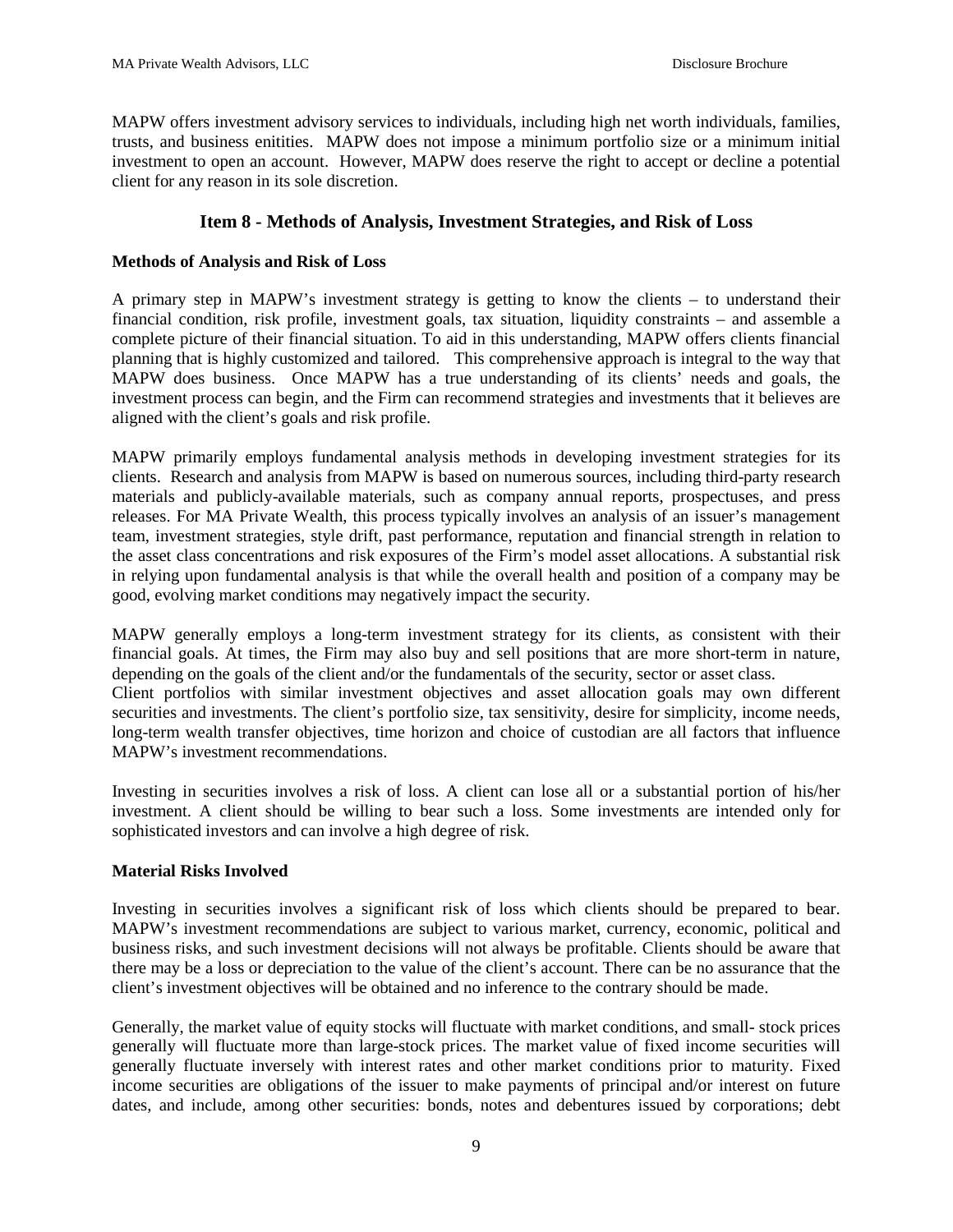MAPW offers investment advisory services to individuals, including high net worth individuals, families, trusts, and business enitities. MAPW does not impose a minimum portfolio size or a minimum initial investment to open an account. However, MAPW does reserve the right to accept or decline a potential client for any reason in its sole discretion.

## Item 8 - Methods of Analysis, Investment Strategies, and Risk of Loss

### Methods of Analysis and Risk of Loss

A primary step in MAPW's investment strategy is getting to know the clients – to understand their financial condition, risk profile, investment goals, tax situation, liquidity constraints – and assemble a complete picture of their financial situation. To aid in this understanding, MAPW offers clients financial planning that is highly customized and tailored. This comprehensive approach is integral to the way that MAPW does business. Once MAPW has a true understanding of its clients' needs and goals, the investment process can begin, and the Firm can recommend strategies and investments that it believes are aligned with the client's goals and risk profile.

MAPW primarily employs fundamental analysis methods in developing investment strategies for its clients. Research and analysis from MAPW is based on numerous sources, including third-party research materials and publicly-available materials, such as company annual reports, prospectuses, and press releases. For MA Private Wealth, this process typically involves an analysis of an issuer's management team, investment strategies, style drift, past performance, reputation and financial strength in relation to the asset class concentrations and risk exposures of the Firm's model asset allocations. A substantial risk in relying upon fundamental analysis is that while the overall health and position of a company may be good, evolving market conditions may negatively impact the security.

MAPW generally employs a long-term investment strategy for its clients, as consistent with their financial goals. At times, the Firm may also buy and sell positions that are more short-term in nature, depending on the goals of the client and/or the fundamentals of the security, sector or asset class.
Client portfolios with similar investment objectives and asset allocation goals may own different securities and investments. The client's portfolio size, tax sensitivity, desire for simplicity, income needs, long-term wealth transfer objectives, time horizon and choice of custodian are all factors that influence MAPW's investment recommendations.

Investing in securities involves a risk of loss. A client can lose all or a substantial portion of his/her investment. A client should be willing to bear such a loss. Some investments are intended only for sophisticated investors and can involve a high degree of risk.

### Material Risks Involved

Investing in securities involves a significant risk of loss which clients should be prepared to bear. MAPW's investment recommendations are subject to various market, currency, economic, political and business risks, and such investment decisions will not always be profitable. Clients should be aware that there may be a loss or depreciation to the value of the client's account. There can be no assurance that the client's investment objectives will be obtained and no inference to the contrary should be made.

Generally, the market value of equity stocks will fluctuate with market conditions, and small- stock prices generally will fluctuate more than large-stock prices. The market value of fixed income securities will generally fluctuate inversely with interest rates and other market conditions prior to maturity. Fixed income securities are obligations of the issuer to make payments of principal and/or interest on future dates, and include, among other securities: bonds, notes and debentures issued by corporations; debt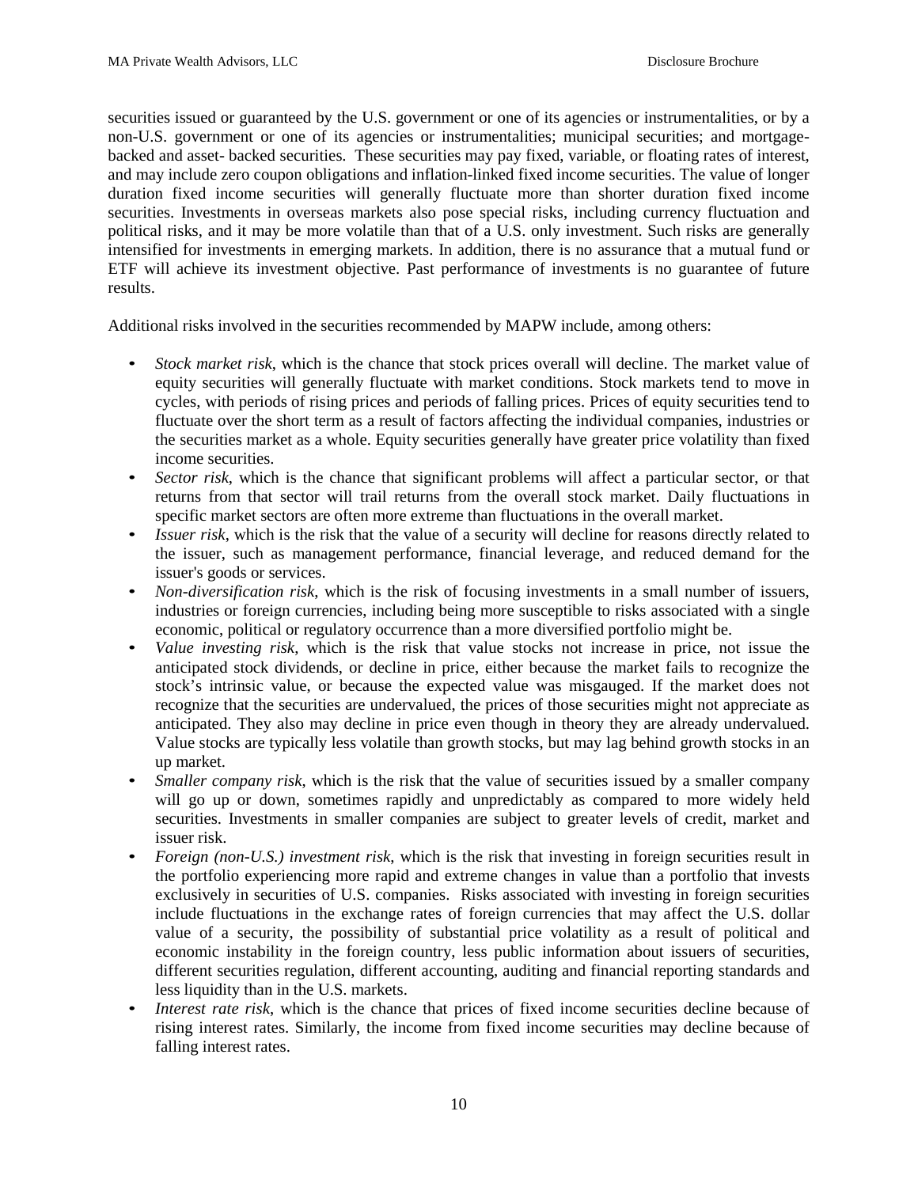securities issued or guaranteed by the U.S. government or one of its agencies or instrumentalities, or by a non-U.S. government or one of its agencies or instrumentalities; municipal securities; and mortgage-backed and asset- backed securities. These securities may pay fixed, variable, or floating rates of interest, and may include zero coupon obligations and inflation-linked fixed income securities. The value of longer duration fixed income securities will generally fluctuate more than shorter duration fixed income securities. Investments in overseas markets also pose special risks, including currency fluctuation and political risks, and it may be more volatile than that of a U.S. only investment. Such risks are generally intensified for investments in emerging markets. In addition, there is no assurance that a mutual fund or ETF will achieve its investment objective. Past performance of investments is no guarantee of future results.

Additional risks involved in the securities recommended by MAPW include, among others:

- *Stock market risk*, which is the chance that stock prices overall will decline. The market value of equity securities will generally fluctuate with market conditions. Stock markets tend to move in cycles, with periods of rising prices and periods of falling prices. Prices of equity securities tend to fluctuate over the short term as a result of factors affecting the individual companies, industries or the securities market as a whole. Equity securities generally have greater price volatility than fixed income securities.
- *Sector risk*, which is the chance that significant problems will affect a particular sector, or that returns from that sector will trail returns from the overall stock market. Daily fluctuations in specific market sectors are often more extreme than fluctuations in the overall market.
- *Issuer risk*, which is the risk that the value of a security will decline for reasons directly related to the issuer, such as management performance, financial leverage, and reduced demand for the issuer's goods or services.
- *Non-diversification risk*, which is the risk of focusing investments in a small number of issuers, industries or foreign currencies, including being more susceptible to risks associated with a single economic, political or regulatory occurrence than a more diversified portfolio might be.
- *Value investing risk*, which is the risk that value stocks not increase in price, not issue the anticipated stock dividends, or decline in price, either because the market fails to recognize the stock's intrinsic value, or because the expected value was misgauged. If the market does not recognize that the securities are undervalued, the prices of those securities might not appreciate as anticipated. They also may decline in price even though in theory they are already undervalued. Value stocks are typically less volatile than growth stocks, but may lag behind growth stocks in an up market.
- *Smaller company risk*, which is the risk that the value of securities issued by a smaller company will go up or down, sometimes rapidly and unpredictably as compared to more widely held securities. Investments in smaller companies are subject to greater levels of credit, market and issuer risk.
- *Foreign (non-U.S.) investment risk*, which is the risk that investing in foreign securities result in the portfolio experiencing more rapid and extreme changes in value than a portfolio that invests exclusively in securities of U.S. companies. Risks associated with investing in foreign securities include fluctuations in the exchange rates of foreign currencies that may affect the U.S. dollar value of a security, the possibility of substantial price volatility as a result of political and economic instability in the foreign country, less public information about issuers of securities, different securities regulation, different accounting, auditing and financial reporting standards and less liquidity than in the U.S. markets.
- *Interest rate risk*, which is the chance that prices of fixed income securities decline because of rising interest rates. Similarly, the income from fixed income securities may decline because of falling interest rates.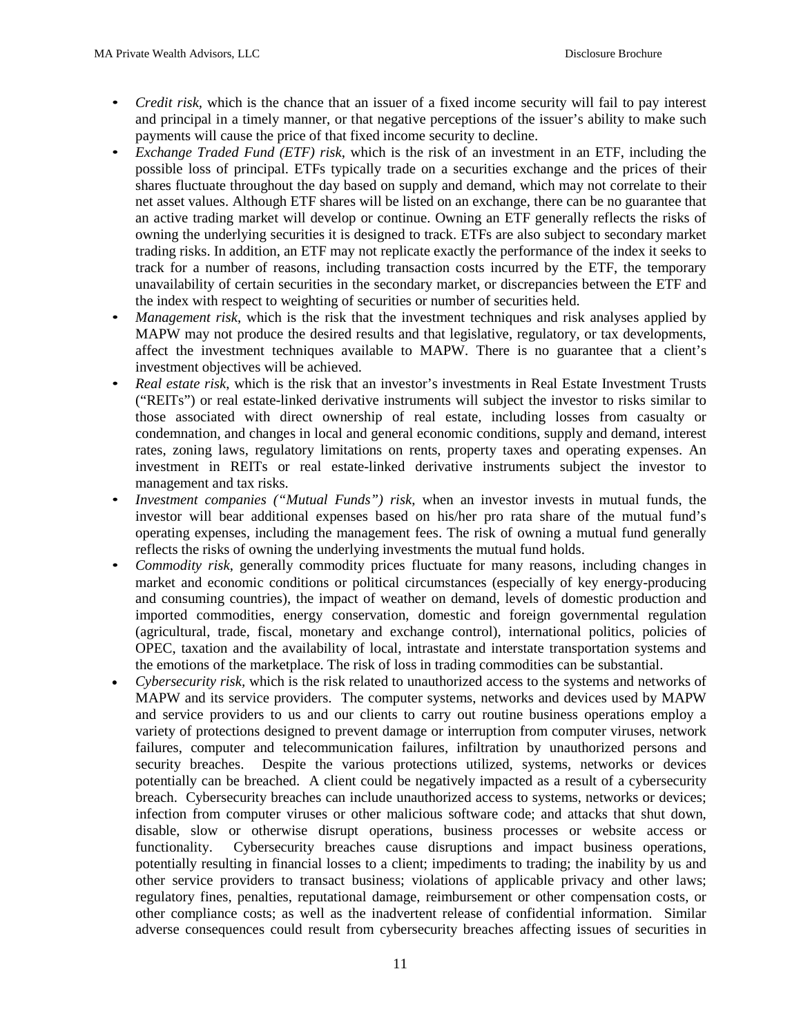- *Credit risk*, which is the chance that an issuer of a fixed income security will fail to pay interest and principal in a timely manner, or that negative perceptions of the issuer's ability to make such payments will cause the price of that fixed income security to decline.
- *Exchange Traded Fund (ETF) risk*, which is the risk of an investment in an ETF, including the possible loss of principal. ETFs typically trade on a securities exchange and the prices of their shares fluctuate throughout the day based on supply and demand, which may not correlate to their net asset values. Although ETF shares will be listed on an exchange, there can be no guarantee that an active trading market will develop or continue. Owning an ETF generally reflects the risks of owning the underlying securities it is designed to track. ETFs are also subject to secondary market trading risks. In addition, an ETF may not replicate exactly the performance of the index it seeks to track for a number of reasons, including transaction costs incurred by the ETF, the temporary unavailability of certain securities in the secondary market, or discrepancies between the ETF and the index with respect to weighting of securities or number of securities held.
- *Management risk*, which is the risk that the investment techniques and risk analyses applied by MAPW may not produce the desired results and that legislative, regulatory, or tax developments, affect the investment techniques available to MAPW. There is no guarantee that a client's investment objectives will be achieved.
- *Real estate risk*, which is the risk that an investor's investments in Real Estate Investment Trusts ("REITs") or real estate-linked derivative instruments will subject the investor to risks similar to those associated with direct ownership of real estate, including losses from casualty or condemnation, and changes in local and general economic conditions, supply and demand, interest rates, zoning laws, regulatory limitations on rents, property taxes and operating expenses. An investment in REITs or real estate-linked derivative instruments subject the investor to management and tax risks.
- *Investment companies ("Mutual Funds") risk*, when an investor invests in mutual funds, the investor will bear additional expenses based on his/her pro rata share of the mutual fund's operating expenses, including the management fees. The risk of owning a mutual fund generally reflects the risks of owning the underlying investments the mutual fund holds.
- *Commodity risk*, generally commodity prices fluctuate for many reasons, including changes in market and economic conditions or political circumstances (especially of key energy-producing and consuming countries), the impact of weather on demand, levels of domestic production and imported commodities, energy conservation, domestic and foreign governmental regulation (agricultural, trade, fiscal, monetary and exchange control), international politics, policies of OPEC, taxation and the availability of local, intrastate and interstate transportation systems and the emotions of the marketplace. The risk of loss in trading commodities can be substantial.
- *Cybersecurity risk*, which is the risk related to unauthorized access to the systems and networks of MAPW and its service providers. The computer systems, networks and devices used by MAPW and service providers to us and our clients to carry out routine business operations employ a variety of protections designed to prevent damage or interruption from computer viruses, network failures, computer and telecommunication failures, infiltration by unauthorized persons and security breaches. Despite the various protections utilized, systems, networks or devices potentially can be breached. A client could be negatively impacted as a result of a cybersecurity breach. Cybersecurity breaches can include unauthorized access to systems, networks or devices; infection from computer viruses or other malicious software code; and attacks that shut down, disable, slow or otherwise disrupt operations, business processes or website access or functionality. Cybersecurity breaches cause disruptions and impact business operations, potentially resulting in financial losses to a client; impediments to trading; the inability by us and other service providers to transact business; violations of applicable privacy and other laws; regulatory fines, penalties, reputational damage, reimbursement or other compensation costs, or other compliance costs; as well as the inadvertent release of confidential information. Similar adverse consequences could result from cybersecurity breaches affecting issues of securities in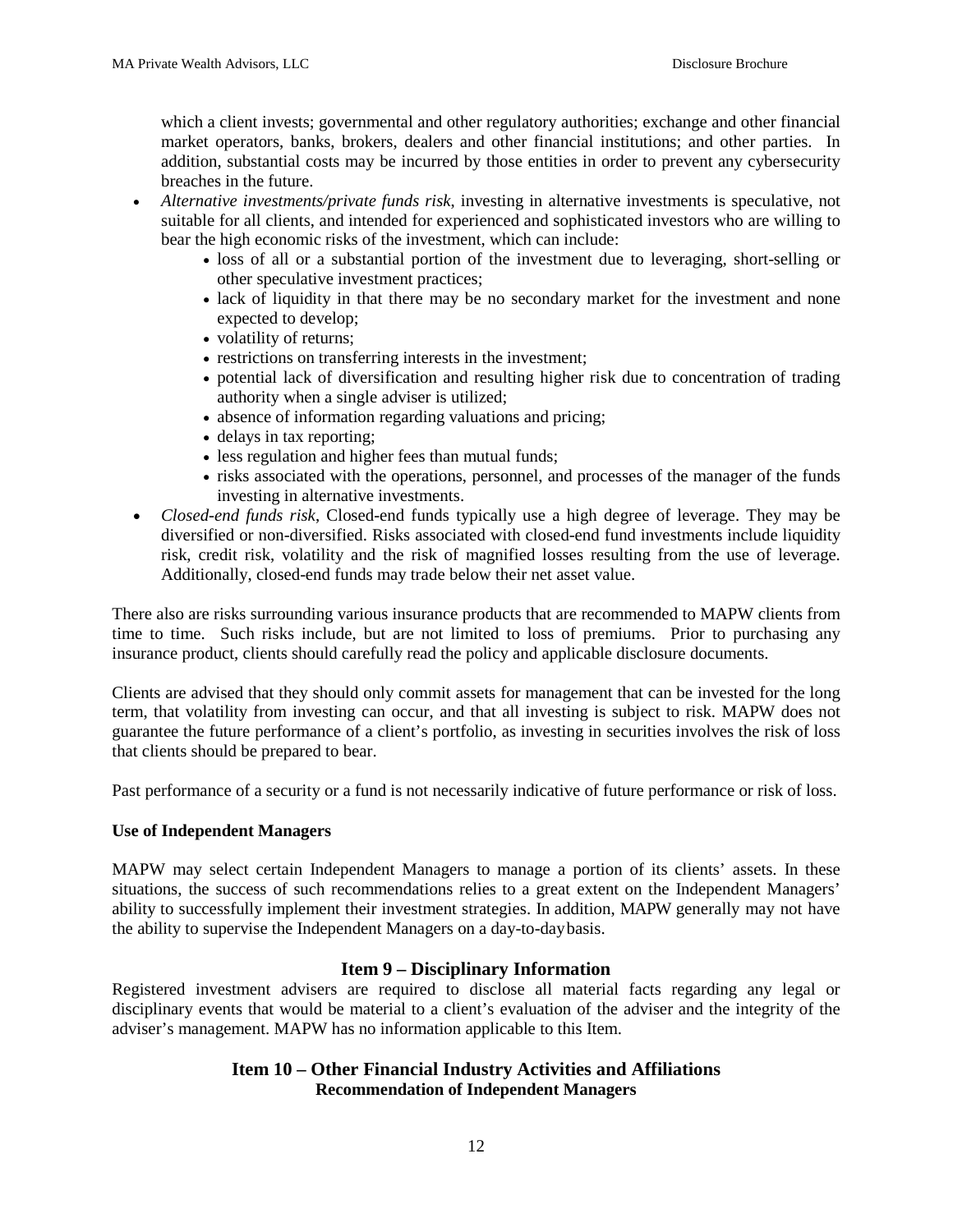which a client invests; governmental and other regulatory authorities; exchange and other financial market operators, banks, brokers, dealers and other financial institutions; and other parties. In addition, substantial costs may be incurred by those entities in order to prevent any cybersecurity breaches in the future.

- *Alternative investments/private funds risk*, investing in alternative investments is speculative, not suitable for all clients, and intended for experienced and sophisticated investors who are willing to bear the high economic risks of the investment, which can include:
    - loss of all or a substantial portion of the investment due to leveraging, short-selling or other speculative investment practices;
    - lack of liquidity in that there may be no secondary market for the investment and none expected to develop;
    - volatility of returns;
    - restrictions on transferring interests in the investment;
    - potential lack of diversification and resulting higher risk due to concentration of trading authority when a single adviser is utilized;
    - absence of information regarding valuations and pricing;
    - delays in tax reporting;
    - less regulation and higher fees than mutual funds;
    - risks associated with the operations, personnel, and processes of the manager of the funds investing in alternative investments.
- *Closed-end funds risk*, Closed-end funds typically use a high degree of leverage. They may be diversified or non-diversified. Risks associated with closed-end fund investments include liquidity risk, credit risk, volatility and the risk of magnified losses resulting from the use of leverage. Additionally, closed-end funds may trade below their net asset value.

There also are risks surrounding various insurance products that are recommended to MAPW clients from time to time. Such risks include, but are not limited to loss of premiums. Prior to purchasing any insurance product, clients should carefully read the policy and applicable disclosure documents.

Clients are advised that they should only commit assets for management that can be invested for the long term, that volatility from investing can occur, and that all investing is subject to risk. MAPW does not guarantee the future performance of a client's portfolio, as investing in securities involves the risk of loss that clients should be prepared to bear.

Past performance of a security or a fund is not necessarily indicative of future performance or risk of loss.

**Use of Independent Managers**

MAPW may select certain Independent Managers to manage a portion of its clients' assets. In these situations, the success of such recommendations relies to a great extent on the Independent Managers' ability to successfully implement their investment strategies. In addition, MAPW generally may not have the ability to supervise the Independent Managers on a day-to-day basis.

## Item 9 – Disciplinary Information

Registered investment advisers are required to disclose all material facts regarding any legal or disciplinary events that would be material to a client's evaluation of the adviser and the integrity of the adviser's management. MAPW has no information applicable to this Item.

## Item 10 – Other Financial Industry Activities and Affiliations

### Recommendation of Independent Managers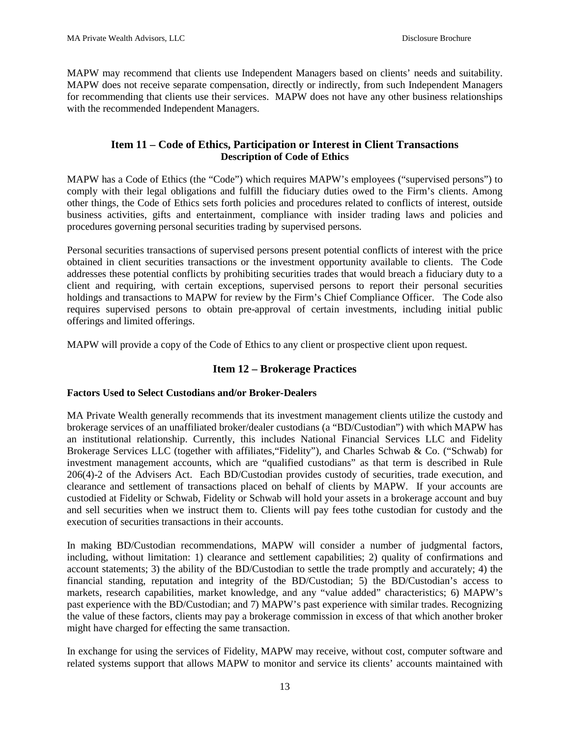MAPW may recommend that clients use Independent Managers based on clients' needs and suitability. MAPW does not receive separate compensation, directly or indirectly, from such Independent Managers for recommending that clients use their services. MAPW does not have any other business relationships with the recommended Independent Managers.

## Item 11 – Code of Ethics, Participation or Interest in Client Transactions

### Description of Code of Ethics

MAPW has a Code of Ethics (the "Code") which requires MAPW's employees ("supervised persons") to comply with their legal obligations and fulfill the fiduciary duties owed to the Firm's clients. Among other things, the Code of Ethics sets forth policies and procedures related to conflicts of interest, outside business activities, gifts and entertainment, compliance with insider trading laws and policies and procedures governing personal securities trading by supervised persons.

Personal securities transactions of supervised persons present potential conflicts of interest with the price obtained in client securities transactions or the investment opportunity available to clients. The Code addresses these potential conflicts by prohibiting securities trades that would breach a fiduciary duty to a client and requiring, with certain exceptions, supervised persons to report their personal securities holdings and transactions to MAPW for review by the Firm's Chief Compliance Officer. The Code also requires supervised persons to obtain pre-approval of certain investments, including initial public offerings and limited offerings.

MAPW will provide a copy of the Code of Ethics to any client or prospective client upon request.

## Item 12 – Brokerage Practices

**Factors Used to Select Custodians and/or Broker-Dealers**

MA Private Wealth generally recommends that its investment management clients utilize the custody and brokerage services of an unaffiliated broker/dealer custodians (a "BD/Custodian") with which MAPW has an institutional relationship. Currently, this includes National Financial Services LLC and Fidelity Brokerage Services LLC (together with affiliates,"Fidelity"), and Charles Schwab & Co. ("Schwab) for investment management accounts, which are "qualified custodians" as that term is described in Rule 206(4)-2 of the Advisers Act. Each BD/Custodian provides custody of securities, trade execution, and clearance and settlement of transactions placed on behalf of clients by MAPW. If your accounts are custodied at Fidelity or Schwab, Fidelity or Schwab will hold your assets in a brokerage account and buy and sell securities when we instruct them to. Clients will pay fees tothe custodian for custody and the execution of securities transactions in their accounts.

In making BD/Custodian recommendations, MAPW will consider a number of judgmental factors, including, without limitation: 1) clearance and settlement capabilities; 2) quality of confirmations and account statements; 3) the ability of the BD/Custodian to settle the trade promptly and accurately; 4) the financial standing, reputation and integrity of the BD/Custodian; 5) the BD/Custodian's access to markets, research capabilities, market knowledge, and any "value added" characteristics; 6) MAPW's past experience with the BD/Custodian; and 7) MAPW's past experience with similar trades. Recognizing the value of these factors, clients may pay a brokerage commission in excess of that which another broker might have charged for effecting the same transaction.

In exchange for using the services of Fidelity, MAPW may receive, without cost, computer software and related systems support that allows MAPW to monitor and service its clients' accounts maintained with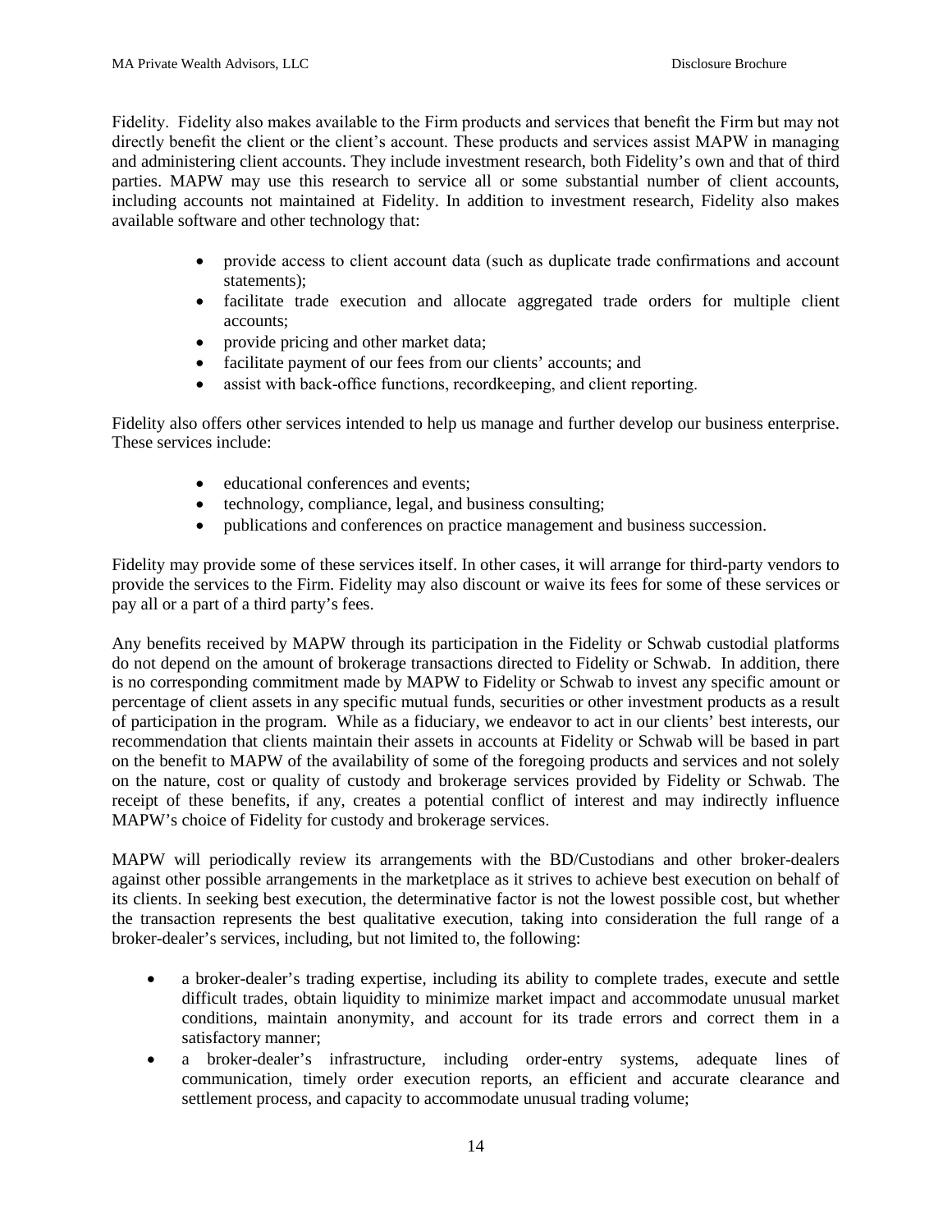Fidelity. Fidelity also makes available to the Firm products and services that benefit the Firm but may not directly benefit the client or the client's account. These products and services assist MAPW in managing and administering client accounts. They include investment research, both Fidelity's own and that of third parties. MAPW may use this research to service all or some substantial number of client accounts, including accounts not maintained at Fidelity. In addition to investment research, Fidelity also makes available software and other technology that:

- provide access to client account data (such as duplicate trade confirmations and account statements);
- facilitate trade execution and allocate aggregated trade orders for multiple client accounts;
- provide pricing and other market data;
- facilitate payment of our fees from our clients' accounts; and
- assist with back-office functions, recordkeeping, and client reporting.

Fidelity also offers other services intended to help us manage and further develop our business enterprise. These services include:

- educational conferences and events;
- technology, compliance, legal, and business consulting;
- publications and conferences on practice management and business succession.

Fidelity may provide some of these services itself. In other cases, it will arrange for third-party vendors to provide the services to the Firm. Fidelity may also discount or waive its fees for some of these services or pay all or a part of a third party's fees.

Any benefits received by MAPW through its participation in the Fidelity or Schwab custodial platforms do not depend on the amount of brokerage transactions directed to Fidelity or Schwab. In addition, there is no corresponding commitment made by MAPW to Fidelity or Schwab to invest any specific amount or percentage of client assets in any specific mutual funds, securities or other investment products as a result of participation in the program. While as a fiduciary, we endeavor to act in our clients' best interests, our recommendation that clients maintain their assets in accounts at Fidelity or Schwab will be based in part on the benefit to MAPW of the availability of some of the foregoing products and services and not solely on the nature, cost or quality of custody and brokerage services provided by Fidelity or Schwab. The receipt of these benefits, if any, creates a potential conflict of interest and may indirectly influence MAPW's choice of Fidelity for custody and brokerage services.

MAPW will periodically review its arrangements with the BD/Custodians and other broker-dealers against other possible arrangements in the marketplace as it strives to achieve best execution on behalf of its clients. In seeking best execution, the determinative factor is not the lowest possible cost, but whether the transaction represents the best qualitative execution, taking into consideration the full range of a broker-dealer's services, including, but not limited to, the following:

- a broker-dealer's trading expertise, including its ability to complete trades, execute and settle difficult trades, obtain liquidity to minimize market impact and accommodate unusual market conditions, maintain anonymity, and account for its trade errors and correct them in a satisfactory manner;
- a broker-dealer's infrastructure, including order-entry systems, adequate lines of communication, timely order execution reports, an efficient and accurate clearance and settlement process, and capacity to accommodate unusual trading volume;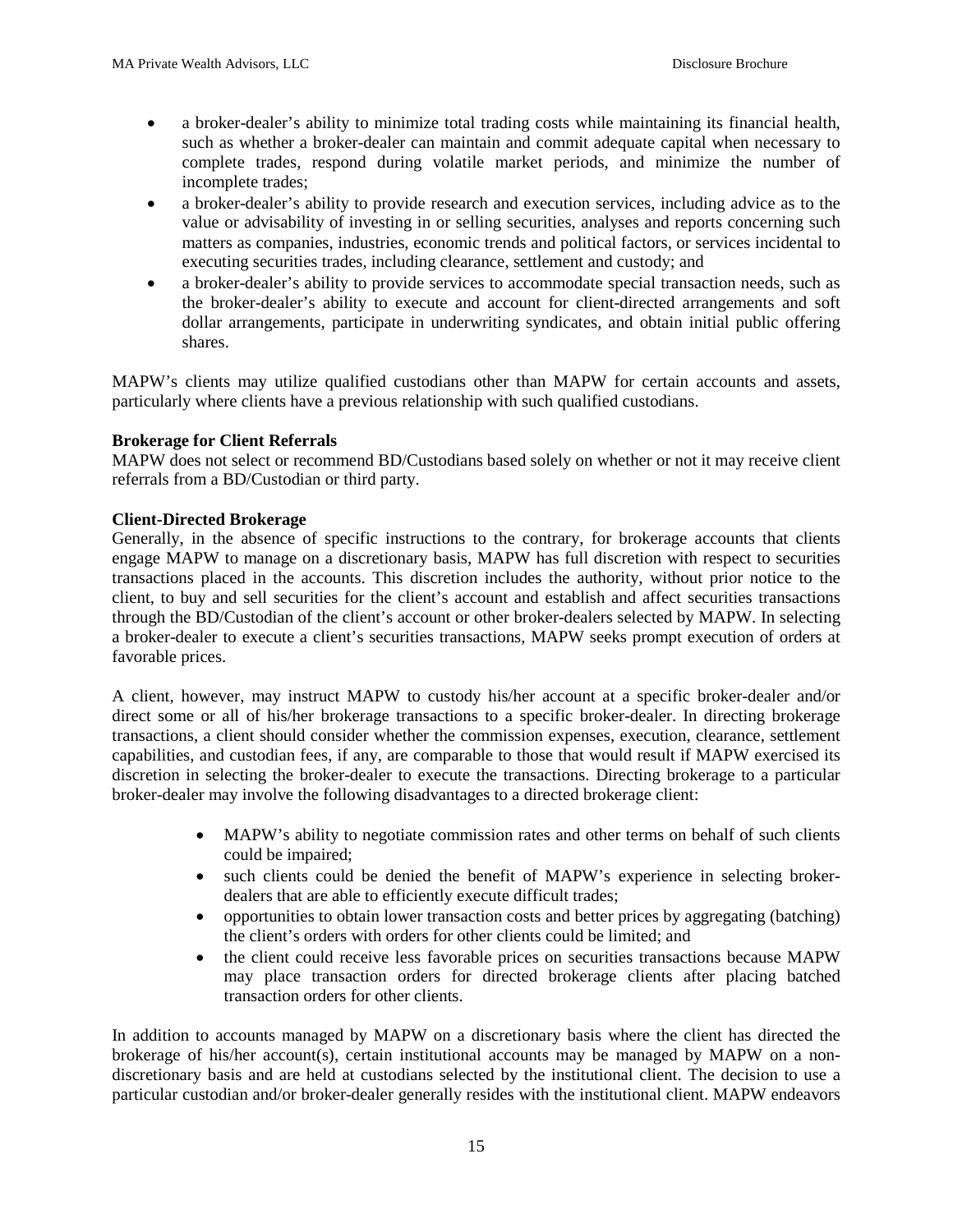- a broker-dealer's ability to minimize total trading costs while maintaining its financial health, such as whether a broker-dealer can maintain and commit adequate capital when necessary to complete trades, respond during volatile market periods, and minimize the number of incomplete trades;
- a broker-dealer's ability to provide research and execution services, including advice as to the value or advisability of investing in or selling securities, analyses and reports concerning such matters as companies, industries, economic trends and political factors, or services incidental to executing securities trades, including clearance, settlement and custody; and
- a broker-dealer's ability to provide services to accommodate special transaction needs, such as the broker-dealer's ability to execute and account for client-directed arrangements and soft dollar arrangements, participate in underwriting syndicates, and obtain initial public offering shares.

MAPW's clients may utilize qualified custodians other than MAPW for certain accounts and assets, particularly where clients have a previous relationship with such qualified custodians.

**Brokerage for Client Referrals**
MAPW does not select or recommend BD/Custodians based solely on whether or not it may receive client referrals from a BD/Custodian or third party.

**Client-Directed Brokerage**
Generally, in the absence of specific instructions to the contrary, for brokerage accounts that clients engage MAPW to manage on a discretionary basis, MAPW has full discretion with respect to securities transactions placed in the accounts. This discretion includes the authority, without prior notice to the client, to buy and sell securities for the client's account and establish and affect securities transactions through the BD/Custodian of the client's account or other broker-dealers selected by MAPW. In selecting a broker-dealer to execute a client's securities transactions, MAPW seeks prompt execution of orders at favorable prices.

A client, however, may instruct MAPW to custody his/her account at a specific broker-dealer and/or direct some or all of his/her brokerage transactions to a specific broker-dealer. In directing brokerage transactions, a client should consider whether the commission expenses, execution, clearance, settlement capabilities, and custodian fees, if any, are comparable to those that would result if MAPW exercised its discretion in selecting the broker-dealer to execute the transactions. Directing brokerage to a particular broker-dealer may involve the following disadvantages to a directed brokerage client:

- MAPW's ability to negotiate commission rates and other terms on behalf of such clients could be impaired;
- such clients could be denied the benefit of MAPW's experience in selecting broker-dealers that are able to efficiently execute difficult trades;
- opportunities to obtain lower transaction costs and better prices by aggregating (batching) the client's orders with orders for other clients could be limited; and
- the client could receive less favorable prices on securities transactions because MAPW may place transaction orders for directed brokerage clients after placing batched transaction orders for other clients.

In addition to accounts managed by MAPW on a discretionary basis where the client has directed the brokerage of his/her account(s), certain institutional accounts may be managed by MAPW on a non-discretionary basis and are held at custodians selected by the institutional client. The decision to use a particular custodian and/or broker-dealer generally resides with the institutional client. MAPW endeavors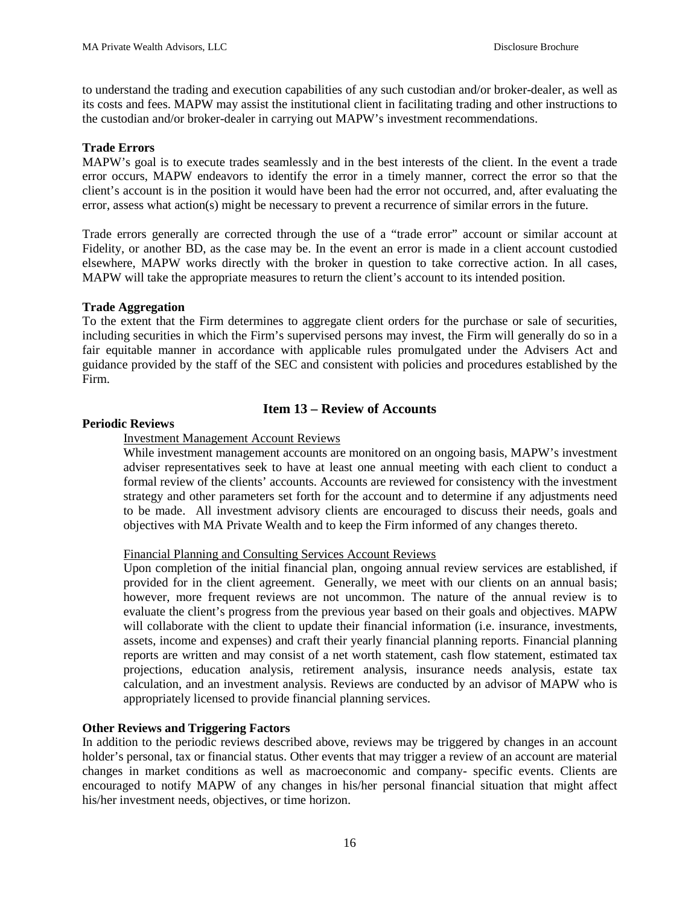to understand the trading and execution capabilities of any such custodian and/or broker-dealer, as well as its costs and fees. MAPW may assist the institutional client in facilitating trading and other instructions to the custodian and/or broker-dealer in carrying out MAPW's investment recommendations.

**Trade Errors**

MAPW's goal is to execute trades seamlessly and in the best interests of the client. In the event a trade error occurs, MAPW endeavors to identify the error in a timely manner, correct the error so that the client's account is in the position it would have been had the error not occurred, and, after evaluating the error, assess what action(s) might be necessary to prevent a recurrence of similar errors in the future.

Trade errors generally are corrected through the use of a "trade error" account or similar account at Fidelity, or another BD, as the case may be. In the event an error is made in a client account custodied elsewhere, MAPW works directly with the broker in question to take corrective action. In all cases, MAPW will take the appropriate measures to return the client's account to its intended position.

**Trade Aggregation**

To the extent that the Firm determines to aggregate client orders for the purchase or sale of securities, including securities in which the Firm's supervised persons may invest, the Firm will generally do so in a fair equitable manner in accordance with applicable rules promulgated under the Advisers Act and guidance provided by the staff of the SEC and consistent with policies and procedures established by the Firm.

## Item 13 – Review of Accounts

**Periodic Reviews**

Investment Management Account Reviews

While investment management accounts are monitored on an ongoing basis, MAPW's investment adviser representatives seek to have at least one annual meeting with each client to conduct a formal review of the clients' accounts. Accounts are reviewed for consistency with the investment strategy and other parameters set forth for the account and to determine if any adjustments need to be made. All investment advisory clients are encouraged to discuss their needs, goals and objectives with MA Private Wealth and to keep the Firm informed of any changes thereto.

Financial Planning and Consulting Services Account Reviews

Upon completion of the initial financial plan, ongoing annual review services are established, if provided for in the client agreement. Generally, we meet with our clients on an annual basis; however, more frequent reviews are not uncommon. The nature of the annual review is to evaluate the client's progress from the previous year based on their goals and objectives. MAPW will collaborate with the client to update their financial information (i.e. insurance, investments, assets, income and expenses) and craft their yearly financial planning reports. Financial planning reports are written and may consist of a net worth statement, cash flow statement, estimated tax projections, education analysis, retirement analysis, insurance needs analysis, estate tax calculation, and an investment analysis. Reviews are conducted by an advisor of MAPW who is appropriately licensed to provide financial planning services.

**Other Reviews and Triggering Factors**

In addition to the periodic reviews described above, reviews may be triggered by changes in an account holder's personal, tax or financial status. Other events that may trigger a review of an account are material changes in market conditions as well as macroeconomic and company- specific events. Clients are encouraged to notify MAPW of any changes in his/her personal financial situation that might affect his/her investment needs, objectives, or time horizon.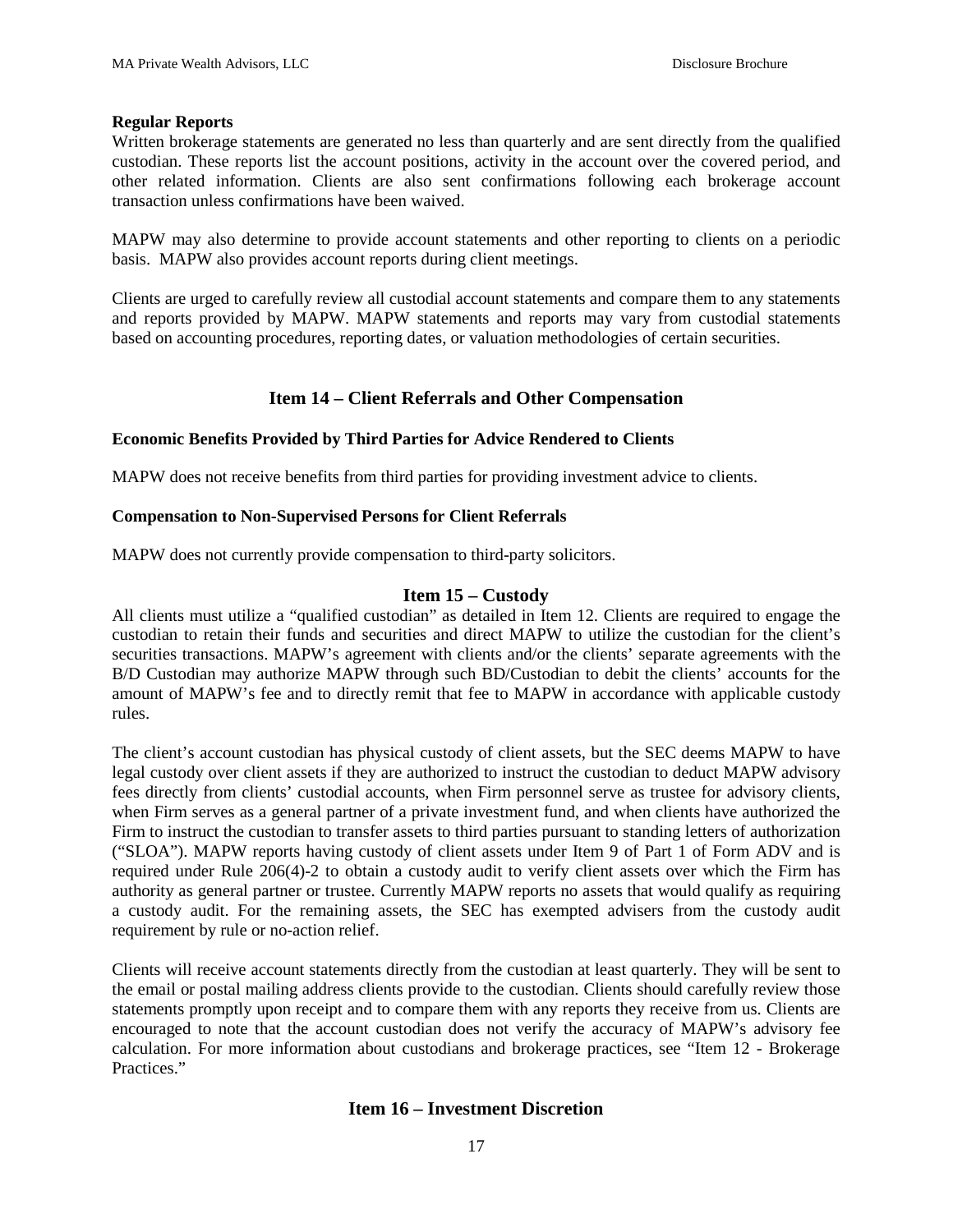**Regular Reports**

Written brokerage statements are generated no less than quarterly and are sent directly from the qualified custodian. These reports list the account positions, activity in the account over the covered period, and other related information. Clients are also sent confirmations following each brokerage account transaction unless confirmations have been waived.

MAPW may also determine to provide account statements and other reporting to clients on a periodic basis. MAPW also provides account reports during client meetings.

Clients are urged to carefully review all custodial account statements and compare them to any statements and reports provided by MAPW. MAPW statements and reports may vary from custodial statements based on accounting procedures, reporting dates, or valuation methodologies of certain securities.

## Item 14 – Client Referrals and Other Compensation

**Economic Benefits Provided by Third Parties for Advice Rendered to Clients**

MAPW does not receive benefits from third parties for providing investment advice to clients.

**Compensation to Non-Supervised Persons for Client Referrals**

MAPW does not currently provide compensation to third-party solicitors.

## Item 15 – Custody

All clients must utilize a "qualified custodian" as detailed in Item 12. Clients are required to engage the custodian to retain their funds and securities and direct MAPW to utilize the custodian for the client's securities transactions. MAPW's agreement with clients and/or the clients' separate agreements with the B/D Custodian may authorize MAPW through such BD/Custodian to debit the clients' accounts for the amount of MAPW's fee and to directly remit that fee to MAPW in accordance with applicable custody rules.

The client's account custodian has physical custody of client assets, but the SEC deems MAPW to have legal custody over client assets if they are authorized to instruct the custodian to deduct MAPW advisory fees directly from clients' custodial accounts, when Firm personnel serve as trustee for advisory clients, when Firm serves as a general partner of a private investment fund, and when clients have authorized the Firm to instruct the custodian to transfer assets to third parties pursuant to standing letters of authorization ("SLOA"). MAPW reports having custody of client assets under Item 9 of Part 1 of Form ADV and is required under Rule 206(4)-2 to obtain a custody audit to verify client assets over which the Firm has authority as general partner or trustee. Currently MAPW reports no assets that would qualify as requiring a custody audit. For the remaining assets, the SEC has exempted advisers from the custody audit requirement by rule or no-action relief.

Clients will receive account statements directly from the custodian at least quarterly. They will be sent to the email or postal mailing address clients provide to the custodian. Clients should carefully review those statements promptly upon receipt and to compare them with any reports they receive from us. Clients are encouraged to note that the account custodian does not verify the accuracy of MAPW's advisory fee calculation. For more information about custodians and brokerage practices, see "Item 12 - Brokerage Practices."

## Item 16 – Investment Discretion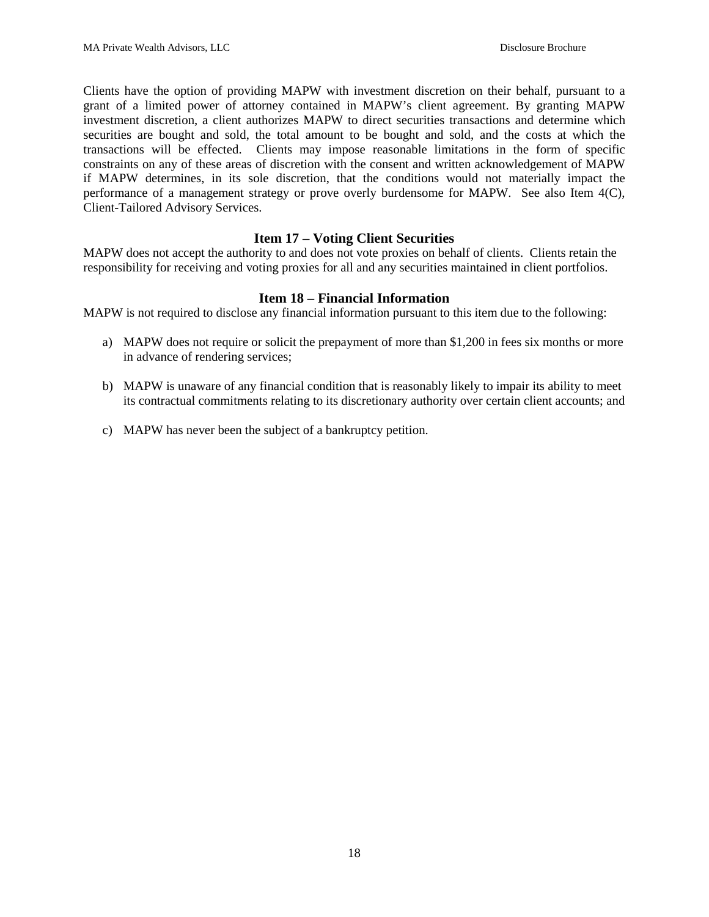Clients have the option of providing MAPW with investment discretion on their behalf, pursuant to a grant of a limited power of attorney contained in MAPW's client agreement. By granting MAPW investment discretion, a client authorizes MAPW to direct securities transactions and determine which securities are bought and sold, the total amount to be bought and sold, and the costs at which the transactions will be effected. Clients may impose reasonable limitations in the form of specific constraints on any of these areas of discretion with the consent and written acknowledgement of MAPW if MAPW determines, in its sole discretion, that the conditions would not materially impact the performance of a management strategy or prove overly burdensome for MAPW. See also Item 4(C), Client-Tailored Advisory Services.

## Item 17 – Voting Client Securities

MAPW does not accept the authority to and does not vote proxies on behalf of clients. Clients retain the responsibility for receiving and voting proxies for all and any securities maintained in client portfolios.

## Item 18 – Financial Information

MAPW is not required to disclose any financial information pursuant to this item due to the following:

a) MAPW does not require or solicit the prepayment of more than $1,200 in fees six months or more in advance of rendering services;

b) MAPW is unaware of any financial condition that is reasonably likely to impair its ability to meet its contractual commitments relating to its discretionary authority over certain client accounts; and

c) MAPW has never been the subject of a bankruptcy petition.